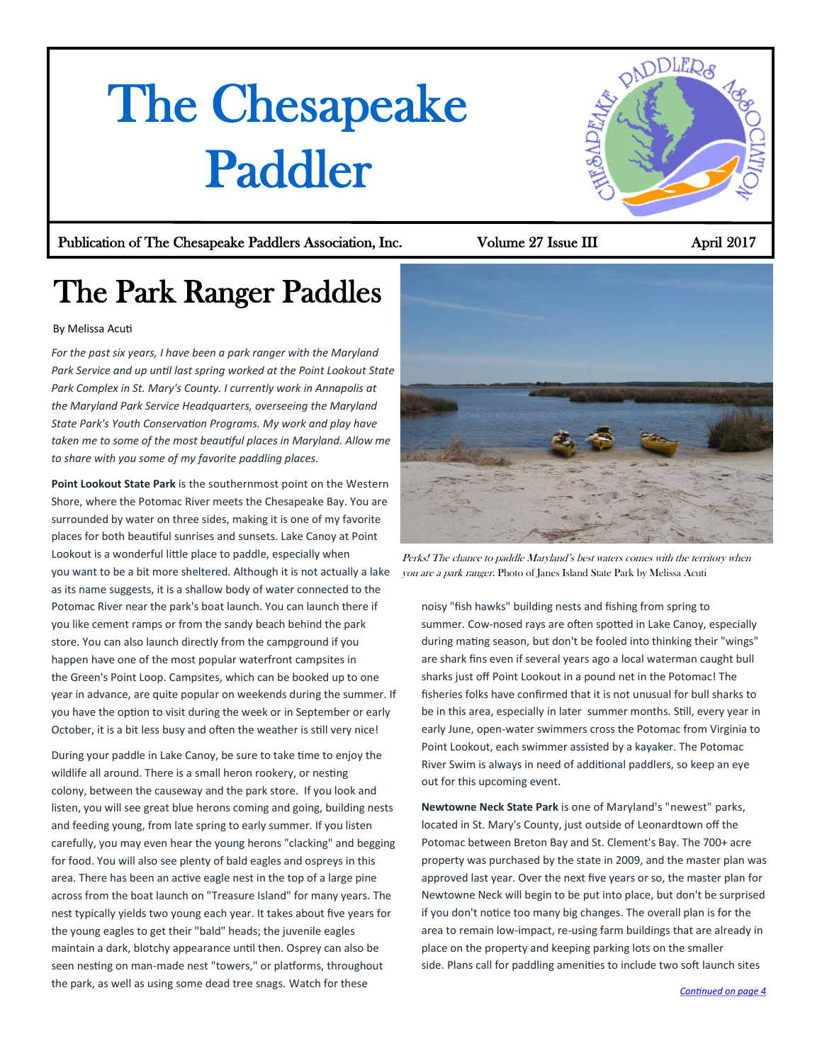# The Chesapeake Paddler

Publication of The Chesapeake Paddlers Association, Inc.

## The Park Ranger Paddles

By Melissa Acuti

*For the past six years, I have been a park ranger with the Maryland Park Service and up until last spring worked at the Point Lookout State Park Complex in St. Mary's County. I currently work in Annapolis at the Maryland Park Service Headquarters, overseeing the Maryland State Park's Youth Conservation Programs. My work and play have taken me to some of the most beautiful places in Maryland. Allow me to share with you some of my favorite paddling places.*

**Point Lookout State Park** is the southernmost point on the Western Shore, where the Potomac River meets the Chesapeake Bay. You are surrounded by water on three sides, making it is one of my favorite places for both beautiful sunrises and sunsets. Lake Canoy at Point Lookout is a wonderful little place to paddle, especially when you want to be a bit more sheltered. Although it is not actually a lake as its name suggests, it is a shallow body of water connected to the Potomac River near the park's boat launch. You can launch there if you like cement ramps or from the sandy beach behind the park store. You can also launch directly from the campground if you happen have one of the most popular waterfront campsites in the Green's Point Loop. Campsites, which can be booked up to one year in advance, are quite popular on weekends during the summer. If you have the option to visit during the week or in September or early October, it is a bit less busy and often the weather is still very nice!

During your paddle in Lake Canoy, be sure to take time to enjoy the wildlife all around. There is a small heron rookery, or nesting colony, between the causeway and the park store. If you look and listen, you will see great blue herons coming and going, building nests and feeding young, from late spring to early summer. If you listen carefully, you may even hear the young herons "clacking" and begging for food. You will also see plenty of bald eagles and ospreys in this area. There has been an active eagle nest in the top of a large pine across from the boat launch on "Treasure Island" for many years. The nest typically yields two young each year. It takes about five years for the young eagles to get their "bald" heads; the juvenile eagles maintain a dark, blotchy appearance until then. Osprey can also be seen nesting on man-made nest "towers," or platforms, throughout the park, as well as using some dead tree snags. Watch for these noisy "fish hawks" building nests and fishing from spring to summer. Cow-nosed rays are often spotted in Lake Canoy, especially during mating season, but don't be fooled into thinking their "wings" are shark fins even if several years ago a local waterman caught bull sharks just off Point Lookout in a pound net in the Potomac! The fisheries folks have confirmed that it is not unusual for bull sharks to be in this area, especially in later summer months. Still, every year in early June, open-water swimmers cross the Potomac from Virginia to Point Lookout, each swimmer assisted by a kayaker. The Potomac River Swim is always in need of additional paddlers, so keep an eye out for this upcoming event.

*Perks! The chance to paddle Maryland's best waters comes with the territory when you are a park ranger.* Photo of Janes Island State Park by Melissa Acuti

**Newtowne Neck State Park** is one of Maryland's "newest" parks, located in St. Mary's County, just outside of Leonardtown off the Potomac between Breton Bay and St. Clement's Bay. The 700+ acre property was purchased by the state in 2009, and the master plan was approved last year. Over the next five years or so, the master plan for Newtowne Neck will begin to be put into place, but don't be surprised if you don't notice too many big changes. The overall plan is for the area to remain low-impact, re-using farm buildings that are already in place on the property and keeping parking lots on the smaller side. Plans call for paddling amenities to include two soft launch sites

*Continued on page 4*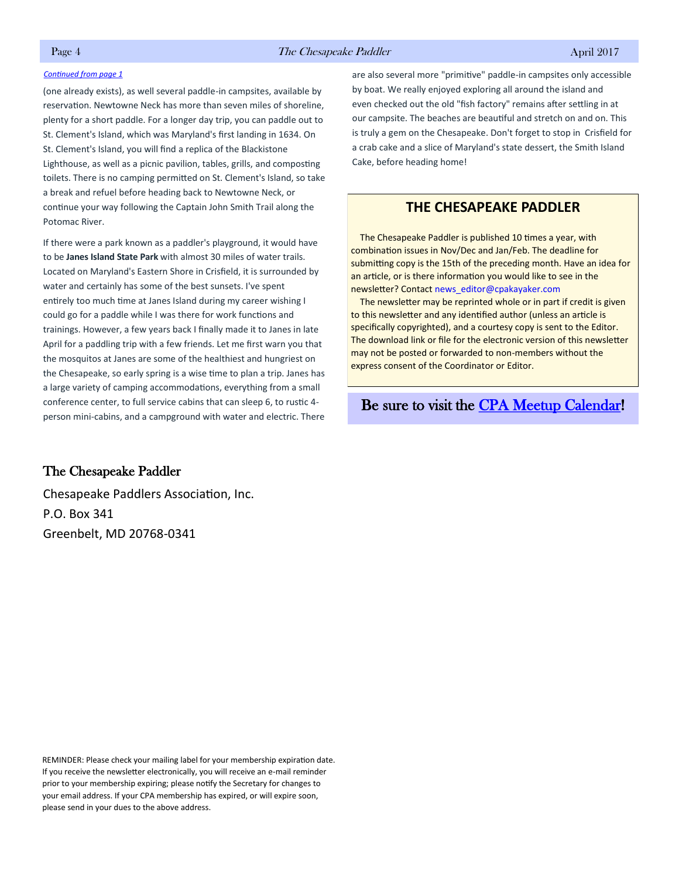*Continued from page 1*

(one already exists), as well several paddle-in campsites, available by reservation. Newtowne Neck has more than seven miles of shoreline, plenty for a short paddle. For a longer day trip, you can paddle out to St. Clement's Island, which was Maryland's first landing in 1634. On St. Clement's Island, you will find a replica of the Blackistone Lighthouse, as well as a picnic pavilion, tables, grills, and composting toilets. There is no camping permitted on St. Clement's Island, so take a break and refuel before heading back to Newtowne Neck, or continue your way following the Captain John Smith Trail along the Potomac River.

If there were a park known as a paddler's playground, it would have to be **Janes Island State Park** with almost 30 miles of water trails. Located on Maryland's Eastern Shore in Crisfield, it is surrounded by water and certainly has some of the best sunsets. I've spent entirely too much time at Janes Island during my career wishing I could go for a paddle while I was there for work functions and trainings. However, a few years back I finally made it to Janes in late April for a paddling trip with a few friends. Let me first warn you that the mosquitos at Janes are some of the healthiest and hungriest on the Chesapeake, so early spring is a wise time to plan a trip. Janes has a large variety of camping accommodations, everything from a small conference center, to full service cabins that can sleep 6, to rustic 4-person mini-cabins, and a campground with water and electric. There are also several more "primitive" paddle-in campsites only accessible by boat. We really enjoyed exploring all around the island and even checked out the old "fish factory" remains after settling in at our campsite. The beaches are beautiful and stretch on and on. This is truly a gem on the Chesapeake. Don't forget to stop in Crisfield for a crab cake and a slice of Maryland's state dessert, the Smith Island Cake, before heading home!

## THE CHESAPEAKE PADDLER

The Chesapeake Paddler is published 10 times a year, with combination issues in Nov/Dec and Jan/Feb. The deadline for submitting copy is the 15th of the preceding month. Have an idea for an article, or is there information you would like to see in the newsletter? Contact news_editor@cpakayaker.com

The newsletter may be reprinted whole or in part if credit is given to this newsletter and any identified author (unless an article is specifically copyrighted), and a courtesy copy is sent to the Editor. The download link or file for the electronic version of this newsletter may not be posted or forwarded to non-members without the express consent of the Coordinator or Editor.

**Be sure to visit the CPA Meetup Calendar!**

The Chesapeake Paddler

Chesapeake Paddlers Association, Inc.

P.O. Box 341

Greenbelt, MD 20768-0341

REMINDER: Please check your mailing label for your membership expiration date. If you receive the newsletter electronically, you will receive an e-mail reminder prior to your membership expiring; please notify the Secretary for changes to your email address. If your CPA membership has expired, or will expire soon, please send in your dues to the above address.